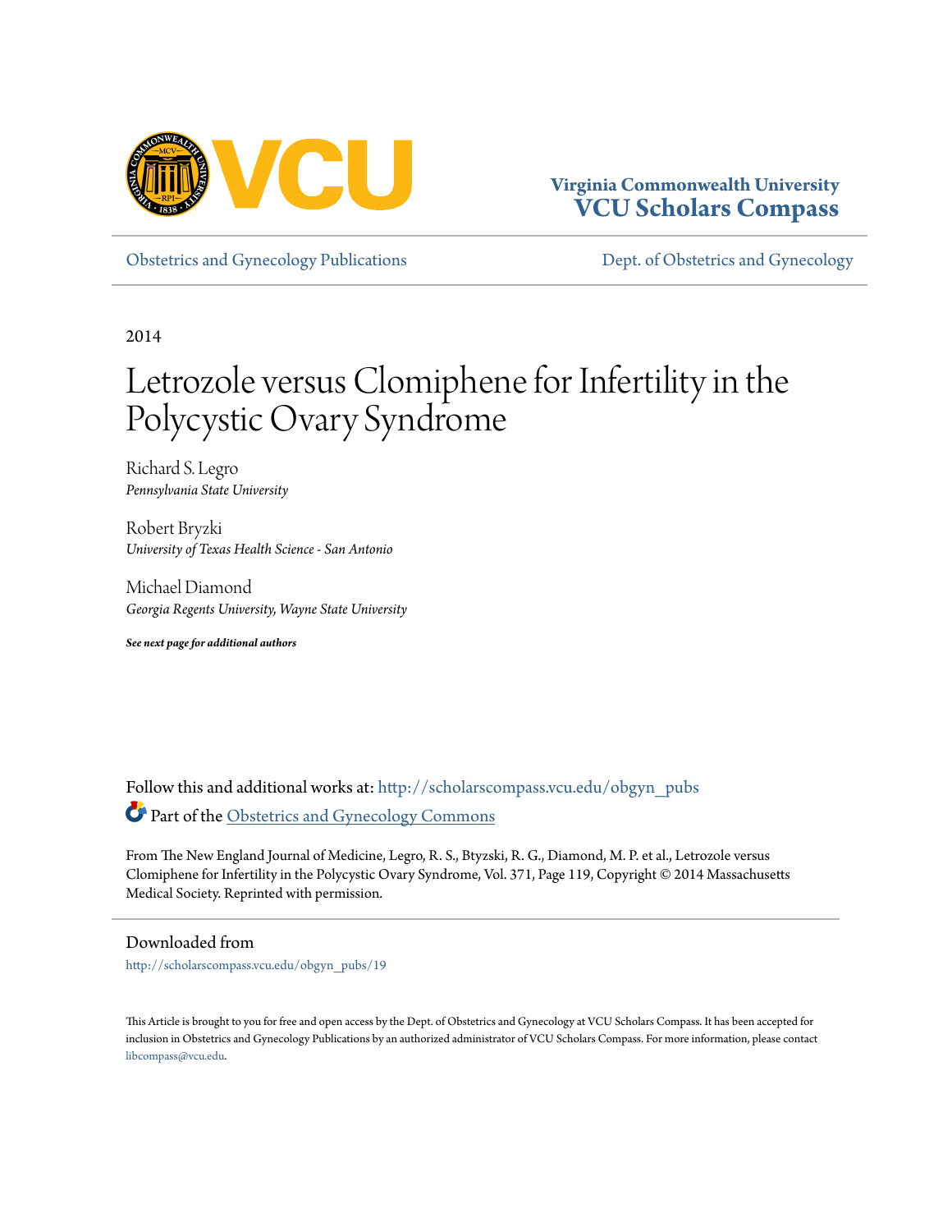Virginia Commonwealth University
**VCU Scholars Compass**

Obstetrics and Gynecology Publications | Dept. of Obstetrics and Gynecology

2014

# Letrozole versus Clomiphene for Infertility in the Polycystic Ovary Syndrome

Richard S. Legro
*Pennsylvania State University*

Robert Bryzki
*University of Texas Health Science - San Antonio*

Michael Diamond
*Georgia Regents University, Wayne State University*

***See next page for additional authors***

Follow this and additional works at: http://scholarscompass.vcu.edu/obgyn_pubs

Part of the Obstetrics and Gynecology Commons

From The New England Journal of Medicine, Legro, R. S., Btyzski, R. G., Diamond, M. P. et al., Letrozole versus Clomiphene for Infertility in the Polycystic Ovary Syndrome, Vol. 371, Page 119, Copyright © 2014 Massachusetts Medical Society. Reprinted with permission.

## Downloaded from

http://scholarscompass.vcu.edu/obgyn_pubs/19

This Article is brought to you for free and open access by the Dept. of Obstetrics and Gynecology at VCU Scholars Compass. It has been accepted for inclusion in Obstetrics and Gynecology Publications by an authorized administrator of VCU Scholars Compass. For more information, please contact libcompass@vcu.edu.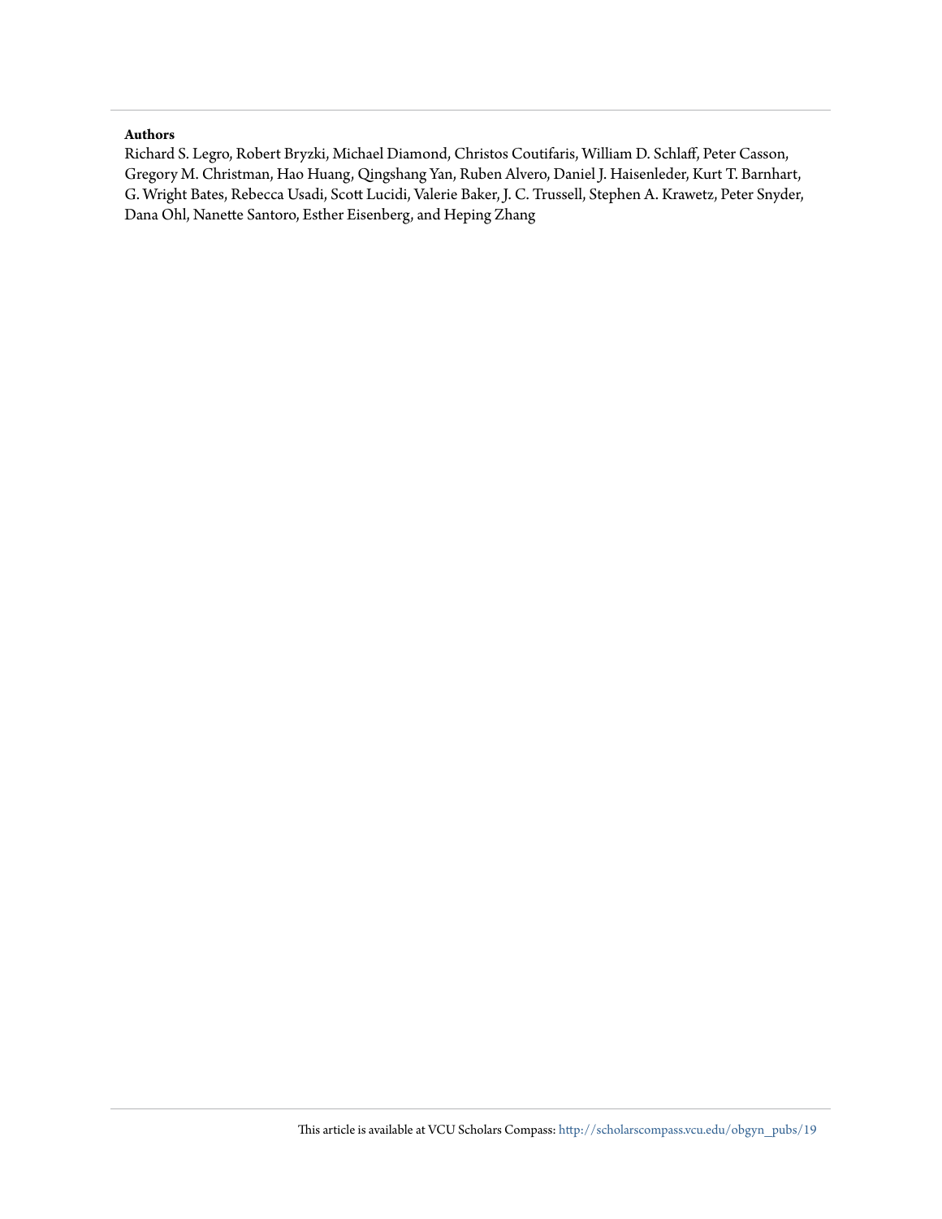**Authors**

Richard S. Legro, Robert Bryzki, Michael Diamond, Christos Coutifaris, William D. Schlaff, Peter Casson, Gregory M. Christman, Hao Huang, Qingshang Yan, Ruben Alvero, Daniel J. Haisenleder, Kurt T. Barnhart, G. Wright Bates, Rebecca Usadi, Scott Lucidi, Valerie Baker, J. C. Trussell, Stephen A. Krawetz, Peter Snyder, Dana Ohl, Nanette Santoro, Esther Eisenberg, and Heping Zhang

This article is available at VCU Scholars Compass: http://scholarscompass.vcu.edu/obgyn_pubs/19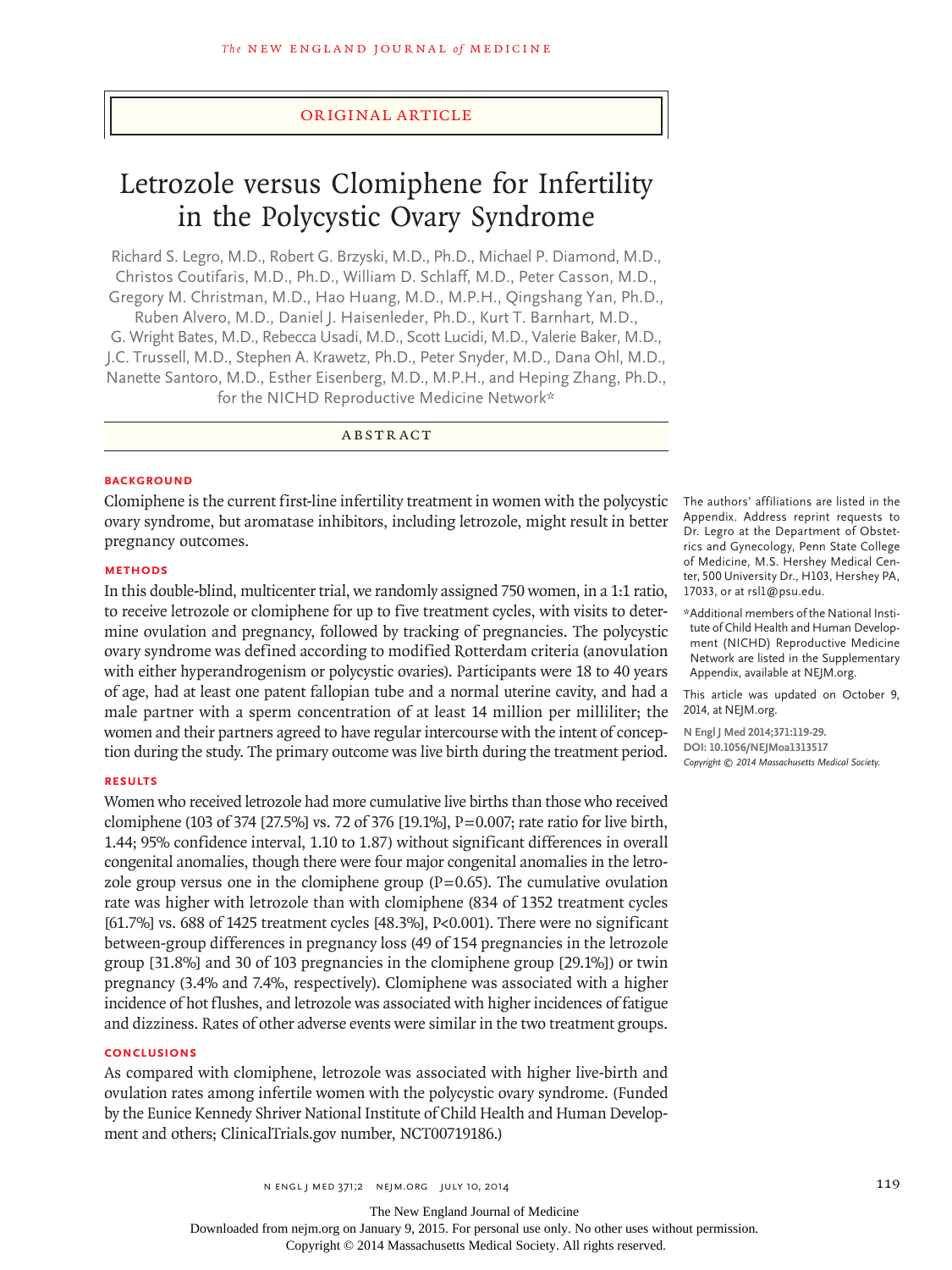Original Article

# Letrozole versus Clomiphene for Infertility in the Polycystic Ovary Syndrome

Richard S. Legro, M.D., Robert G. Brzyski, M.D., Ph.D., Michael P. Diamond, M.D., Christos Coutifaris, M.D., Ph.D., William D. Schlaff, M.D., Peter Casson, M.D., Gregory M. Christman, M.D., Hao Huang, M.D., M.P.H., Qingshang Yan, Ph.D., Ruben Alvero, M.D., Daniel J. Haisenleder, Ph.D., Kurt T. Barnhart, M.D., G. Wright Bates, M.D., Rebecca Usadi, M.D., Scott Lucidi, M.D., Valerie Baker, M.D., J.C. Trussell, M.D., Stephen A. Krawetz, Ph.D., Peter Snyder, M.D., Dana Ohl, M.D., Nanette Santoro, M.D., Esther Eisenberg, M.D., M.P.H., and Heping Zhang, Ph.D., for the NICHD Reproductive Medicine Network*

## Abstract

### Background

Clomiphene is the current first-line infertility treatment in women with the polycystic ovary syndrome, but aromatase inhibitors, including letrozole, might result in better pregnancy outcomes.

### Methods

In this double-blind, multicenter trial, we randomly assigned 750 women, in a 1:1 ratio, to receive letrozole or clomiphene for up to five treatment cycles, with visits to determine ovulation and pregnancy, followed by tracking of pregnancies. The polycystic ovary syndrome was defined according to modified Rotterdam criteria (anovulation with either hyperandrogenism or polycystic ovaries). Participants were 18 to 40 years of age, had at least one patent fallopian tube and a normal uterine cavity, and had a male partner with a sperm concentration of at least 14 million per milliliter; the women and their partners agreed to have regular intercourse with the intent of conception during the study. The primary outcome was live birth during the treatment period.

### Results

Women who received letrozole had more cumulative live births than those who received clomiphene (103 of 374 [27.5%] vs. 72 of 376 [19.1%], P=0.007; rate ratio for live birth, 1.44; 95% confidence interval, 1.10 to 1.87) without significant differences in overall congenital anomalies, though there were four major congenital anomalies in the letrozole group versus one in the clomiphene group (P=0.65). The cumulative ovulation rate was higher with letrozole than with clomiphene (834 of 1352 treatment cycles [61.7%] vs. 688 of 1425 treatment cycles [48.3%], P<0.001). There were no significant between-group differences in pregnancy loss (49 of 154 pregnancies in the letrozole group [31.8%] and 30 of 103 pregnancies in the clomiphene group [29.1%]) or twin pregnancy (3.4% and 7.4%, respectively). Clomiphene was associated with a higher incidence of hot flushes, and letrozole was associated with higher incidences of fatigue and dizziness. Rates of other adverse events were similar in the two treatment groups.

### Conclusions

As compared with clomiphene, letrozole was associated with higher live-birth and ovulation rates among infertile women with the polycystic ovary syndrome. (Funded by the Eunice Kennedy Shriver National Institute of Child Health and Human Development and others; ClinicalTrials.gov number, NCT00719186.)

The authors' affiliations are listed in the Appendix. Address reprint requests to Dr. Legro at the Department of Obstetrics and Gynecology, Penn State College of Medicine, M.S. Hershey Medical Center, 500 University Dr., H103, Hershey PA, 17033, or at rsl1@psu.edu.

*Additional members of the National Institute of Child Health and Human Development (NICHD) Reproductive Medicine Network are listed in the Supplementary Appendix, available at NEJM.org.

This article was updated on October 9, 2014, at NEJM.org.

N Engl J Med 2014;371:119-29.
DOI: 10.1056/NEJMoa1313517
Copyright © 2014 Massachusetts Medical Society.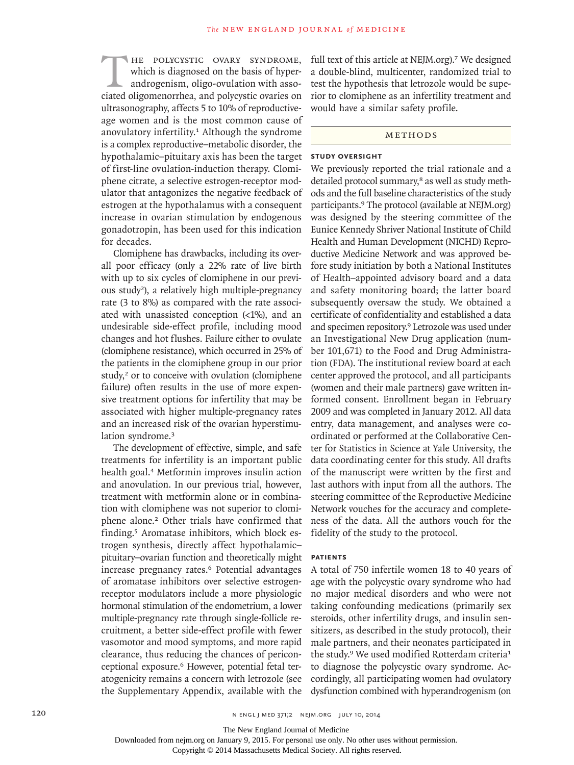The polycystic ovary syndrome, which is diagnosed on the basis of hyperandrogenism, oligo-ovulation with associated oligomenorrhea, and polycystic ovaries on ultrasonography, affects 5 to 10% of reproductive-age women and is the most common cause of anovulatory infertility.[1] Although the syndrome is a complex reproductive–metabolic disorder, the hypothalamic–pituitary axis has been the target of first-line ovulation-induction therapy. Clomiphene citrate, a selective estrogen-receptor modulator that antagonizes the negative feedback of estrogen at the hypothalamus with a consequent increase in ovarian stimulation by endogenous gonadotropin, has been used for this indication for decades.

Clomiphene has drawbacks, including its overall poor efficacy (only a 22% rate of live birth with up to six cycles of clomiphene in our previous study[2]), a relatively high multiple-pregnancy rate (3 to 8%) as compared with the rate associated with unassisted conception (<1%), and an undesirable side-effect profile, including mood changes and hot flushes. Failure either to ovulate (clomiphene resistance), which occurred in 25% of the patients in the clomiphene group in our prior study,[2] or to conceive with ovulation (clomiphene failure) often results in the use of more expensive treatment options for infertility that may be associated with higher multiple-pregnancy rates and an increased risk of the ovarian hyperstimulation syndrome.[3]

The development of effective, simple, and safe treatments for infertility is an important public health goal.[4] Metformin improves insulin action and anovulation. In our previous trial, however, treatment with metformin alone or in combination with clomiphene was not superior to clomiphene alone.[2] Other trials have confirmed that finding.[5] Aromatase inhibitors, which block estrogen synthesis, directly affect hypothalamic–pituitary–ovarian function and theoretically might increase pregnancy rates.[6] Potential advantages of aromatase inhibitors over selective estrogen-receptor modulators include a more physiologic hormonal stimulation of the endometrium, a lower multiple-pregnancy rate through single-follicle recruitment, a better side-effect profile with fewer vasomotor and mood symptoms, and more rapid clearance, thus reducing the chances of periconceptional exposure.[6] However, potential fetal teratogenicity remains a concern with letrozole (see the Supplementary Appendix, available with the full text of this article at NEJM.org).[7] We designed a double-blind, multicenter, randomized trial to test the hypothesis that letrozole would be superior to clomiphene as an infertility treatment and would have a similar safety profile.

## Methods

### Study Oversight

We previously reported the trial rationale and a detailed protocol summary,[8] as well as study methods and the full baseline characteristics of the study participants.[9] The protocol (available at NEJM.org) was designed by the steering committee of the Eunice Kennedy Shriver National Institute of Child Health and Human Development (NICHD) Reproductive Medicine Network and was approved before study initiation by both a National Institutes of Health–appointed advisory board and a data and safety monitoring board; the latter board subsequently oversaw the study. We obtained a certificate of confidentiality and established a data and specimen repository.[9] Letrozole was used under an Investigational New Drug application (number 101,671) to the Food and Drug Administration (FDA). The institutional review board at each center approved the protocol, and all participants (women and their male partners) gave written informed consent. Enrollment began in February 2009 and was completed in January 2012. All data entry, data management, and analyses were coordinated or performed at the Collaborative Center for Statistics in Science at Yale University, the data coordinating center for this study. All drafts of the manuscript were written by the first and last authors with input from all the authors. The steering committee of the Reproductive Medicine Network vouches for the accuracy and completeness of the data. All the authors vouch for the fidelity of the study to the protocol.

### Patients

A total of 750 infertile women 18 to 40 years of age with the polycystic ovary syndrome who had no major medical disorders and who were not taking confounding medications (primarily sex steroids, other infertility drugs, and insulin sensitizers, as described in the study protocol), their male partners, and their neonates participated in the study.[9] We used modified Rotterdam criteria[1] to diagnose the polycystic ovary syndrome. Accordingly, all participating women had ovulatory dysfunction combined with hyperandrogenism (on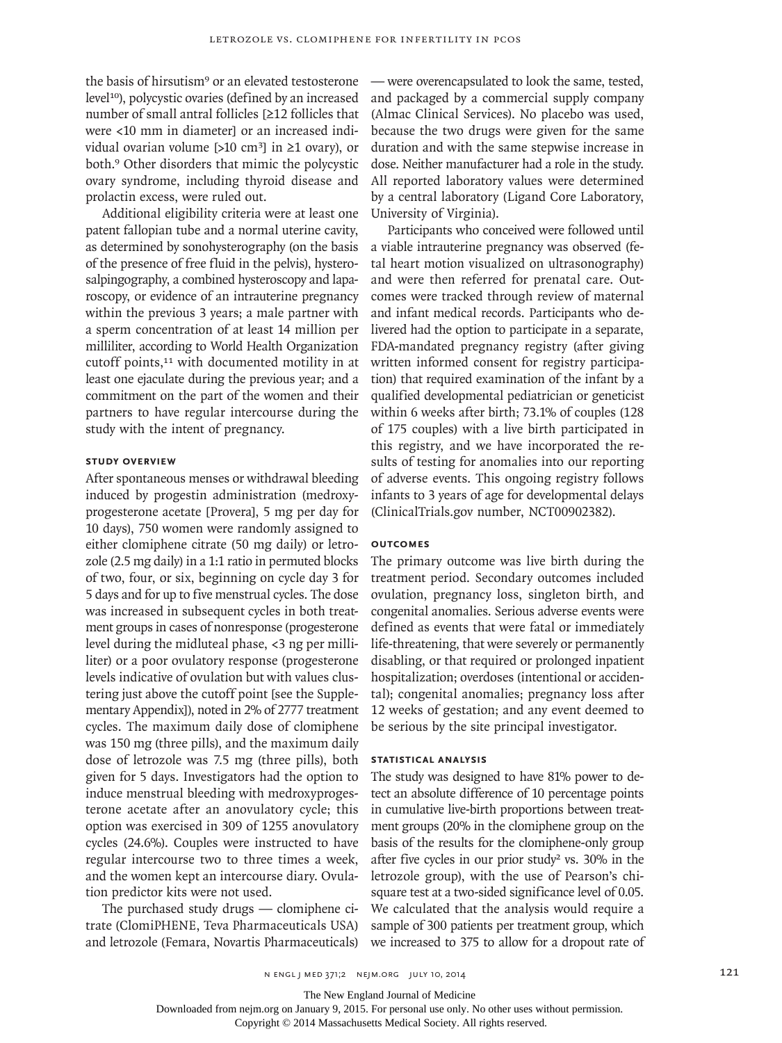the basis of hirsutism[9] or an elevated testosterone level[10]), polycystic ovaries (defined by an increased number of small antral follicles [≥12 follicles that were <10 mm in diameter] or an increased individual ovarian volume [>10 cm$^3$] in ≥1 ovary), or both.[9] Other disorders that mimic the polycystic ovary syndrome, including thyroid disease and prolactin excess, were ruled out.

Additional eligibility criteria were at least one patent fallopian tube and a normal uterine cavity, as determined by sonohysterography (on the basis of the presence of free fluid in the pelvis), hysterosalpingography, a combined hysteroscopy and laparoscopy, or evidence of an intrauterine pregnancy within the previous 3 years; a male partner with a sperm concentration of at least 14 million per milliliter, according to World Health Organization cutoff points,[11] with documented motility in at least one ejaculate during the previous year; and a commitment on the part of the women and their partners to have regular intercourse during the study with the intent of pregnancy.

### STUDY OVERVIEW

After spontaneous menses or withdrawal bleeding induced by progestin administration (medroxyprogesterone acetate [Provera], 5 mg per day for 10 days), 750 women were randomly assigned to either clomiphene citrate (50 mg daily) or letrozole (2.5 mg daily) in a 1:1 ratio in permuted blocks of two, four, or six, beginning on cycle day 3 for 5 days and for up to five menstrual cycles. The dose was increased in subsequent cycles in both treatment groups in cases of nonresponse (progesterone level during the midluteal phase, <3 ng per milliliter) or a poor ovulatory response (progesterone levels indicative of ovulation but with values clustering just above the cutoff point [see the Supplementary Appendix]), noted in 2% of 2777 treatment cycles. The maximum daily dose of clomiphene was 150 mg (three pills), and the maximum daily dose of letrozole was 7.5 mg (three pills), both given for 5 days. Investigators had the option to induce menstrual bleeding with medroxyprogesterone acetate after an anovulatory cycle; this option was exercised in 309 of 1255 anovulatory cycles (24.6%). Couples were instructed to have regular intercourse two to three times a week, and the women kept an intercourse diary. Ovulation predictor kits were not used.

The purchased study drugs — clomiphene citrate (ClomiPHENE, Teva Pharmaceuticals USA) and letrozole (Femara, Novartis Pharmaceuticals) — were overencapsulated to look the same, tested, and packaged by a commercial supply company (Almac Clinical Services). No placebo was used, because the two drugs were given for the same duration and with the same stepwise increase in dose. Neither manufacturer had a role in the study. All reported laboratory values were determined by a central laboratory (Ligand Core Laboratory, University of Virginia).

Participants who conceived were followed until a viable intrauterine pregnancy was observed (fetal heart motion visualized on ultrasonography) and were then referred for prenatal care. Outcomes were tracked through review of maternal and infant medical records. Participants who delivered had the option to participate in a separate, FDA-mandated pregnancy registry (after giving written informed consent for registry participation) that required examination of the infant by a qualified developmental pediatrician or geneticist within 6 weeks after birth; 73.1% of couples (128 of 175 couples) with a live birth participated in this registry, and we have incorporated the results of testing for anomalies into our reporting of adverse events. This ongoing registry follows infants to 3 years of age for developmental delays (ClinicalTrials.gov number, NCT00902382).

### OUTCOMES

The primary outcome was live birth during the treatment period. Secondary outcomes included ovulation, pregnancy loss, singleton birth, and congenital anomalies. Serious adverse events were defined as events that were fatal or immediately life-threatening, that were severely or permanently disabling, or that required or prolonged inpatient hospitalization; overdoses (intentional or accidental); congenital anomalies; pregnancy loss after 12 weeks of gestation; and any event deemed to be serious by the site principal investigator.

### STATISTICAL ANALYSIS

The study was designed to have 81% power to detect an absolute difference of 10 percentage points in cumulative live-birth proportions between treatment groups (20% in the clomiphene group on the basis of the results for the clomiphene-only group after five cycles in our prior study[2] vs. 30% in the letrozole group), with the use of Pearson's chi-square test at a two-sided significance level of 0.05. We calculated that the analysis would require a sample of 300 patients per treatment group, which we increased to 375 to allow for a dropout rate of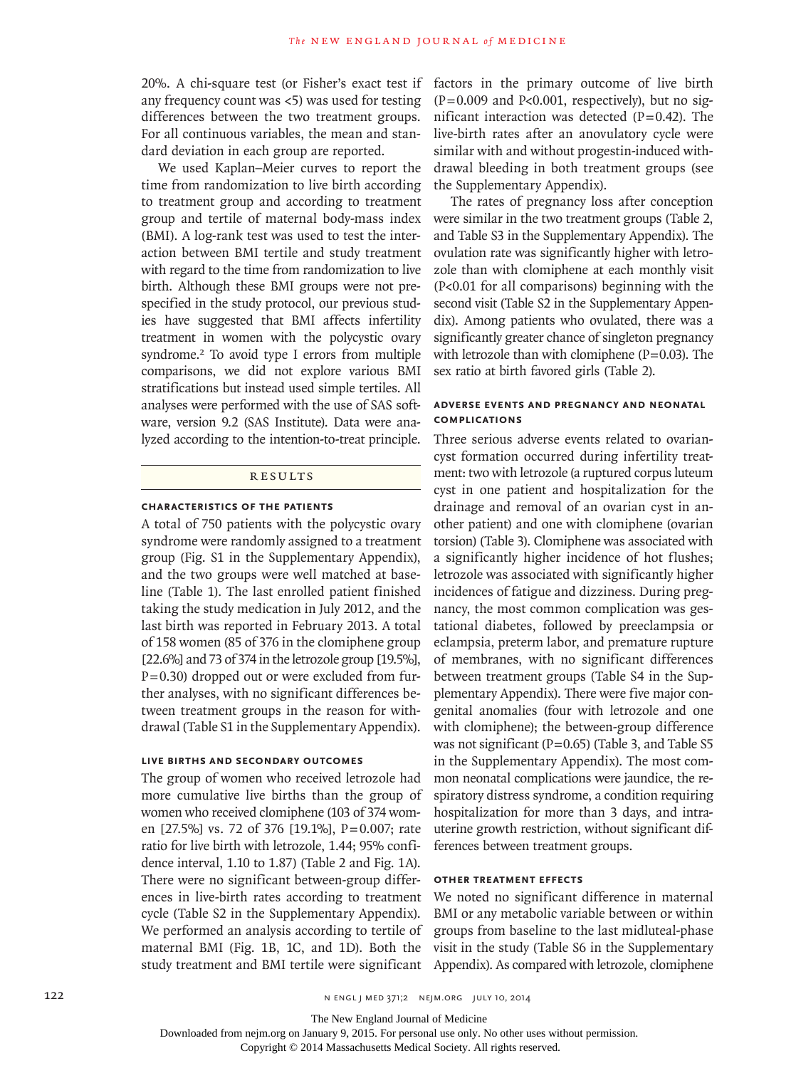20%. A chi-square test (or Fisher's exact test if any frequency count was <5) was used for testing differences between the two treatment groups. For all continuous variables, the mean and standard deviation in each group are reported.

We used Kaplan–Meier curves to report the time from randomization to live birth according to treatment group and according to treatment group and tertile of maternal body-mass index (BMI). A log-rank test was used to test the interaction between BMI tertile and study treatment with regard to the time from randomization to live birth. Although these BMI groups were not prespecified in the study protocol, our previous studies have suggested that BMI affects infertility treatment in women with the polycystic ovary syndrome.[2] To avoid type I errors from multiple comparisons, we did not explore various BMI stratifications but instead used simple tertiles. All analyses were performed with the use of SAS software, version 9.2 (SAS Institute). Data were analyzed according to the intention-to-treat principle.

## RESULTS

### CHARACTERISTICS OF THE PATIENTS

A total of 750 patients with the polycystic ovary syndrome were randomly assigned to a treatment group (Fig. S1 in the Supplementary Appendix), and the two groups were well matched at baseline (Table 1). The last enrolled patient finished taking the study medication in July 2012, and the last birth was reported in February 2013. A total of 158 women (85 of 376 in the clomiphene group [22.6%] and 73 of 374 in the letrozole group [19.5%], P=0.30) dropped out or were excluded from further analyses, with no significant differences between treatment groups in the reason for withdrawal (Table S1 in the Supplementary Appendix).

### LIVE BIRTHS AND SECONDARY OUTCOMES

The group of women who received letrozole had more cumulative live births than the group of women who received clomiphene (103 of 374 women [27.5%] vs. 72 of 376 [19.1%], P=0.007; rate ratio for live birth with letrozole, 1.44; 95% confidence interval, 1.10 to 1.87) (Table 2 and Fig. 1A). There were no significant between-group differences in live-birth rates according to treatment cycle (Table S2 in the Supplementary Appendix). We performed an analysis according to tertile of maternal BMI (Fig. 1B, 1C, and 1D). Both the study treatment and BMI tertile were significant factors in the primary outcome of live birth (P=0.009 and P<0.001, respectively), but no significant interaction was detected (P=0.42). The live-birth rates after an anovulatory cycle were similar with and without progestin-induced withdrawal bleeding in both treatment groups (see the Supplementary Appendix).

The rates of pregnancy loss after conception were similar in the two treatment groups (Table 2, and Table S3 in the Supplementary Appendix). The ovulation rate was significantly higher with letrozole than with clomiphene at each monthly visit (P<0.01 for all comparisons) beginning with the second visit (Table S2 in the Supplementary Appendix). Among patients who ovulated, there was a significantly greater chance of singleton pregnancy with letrozole than with clomiphene (P=0.03). The sex ratio at birth favored girls (Table 2).

### ADVERSE EVENTS AND PREGNANCY AND NEONATAL COMPLICATIONS

Three serious adverse events related to ovarian-cyst formation occurred during infertility treatment: two with letrozole (a ruptured corpus luteum cyst in one patient and hospitalization for the drainage and removal of an ovarian cyst in another patient) and one with clomiphene (ovarian torsion) (Table 3). Clomiphene was associated with a significantly higher incidence of hot flushes; letrozole was associated with significantly higher incidences of fatigue and dizziness. During pregnancy, the most common complication was gestational diabetes, followed by preeclampsia or eclampsia, preterm labor, and premature rupture of membranes, with no significant differences between treatment groups (Table S4 in the Supplementary Appendix). There were five major congenital anomalies (four with letrozole and one with clomiphene); the between-group difference was not significant (P=0.65) (Table 3, and Table S5 in the Supplementary Appendix). The most common neonatal complications were jaundice, the respiratory distress syndrome, a condition requiring hospitalization for more than 3 days, and intrauterine growth restriction, without significant differences between treatment groups.

### OTHER TREATMENT EFFECTS

We noted no significant difference in maternal BMI or any metabolic variable between or within groups from baseline to the last midluteal-phase visit in the study (Table S6 in the Supplementary Appendix). As compared with letrozole, clomiphene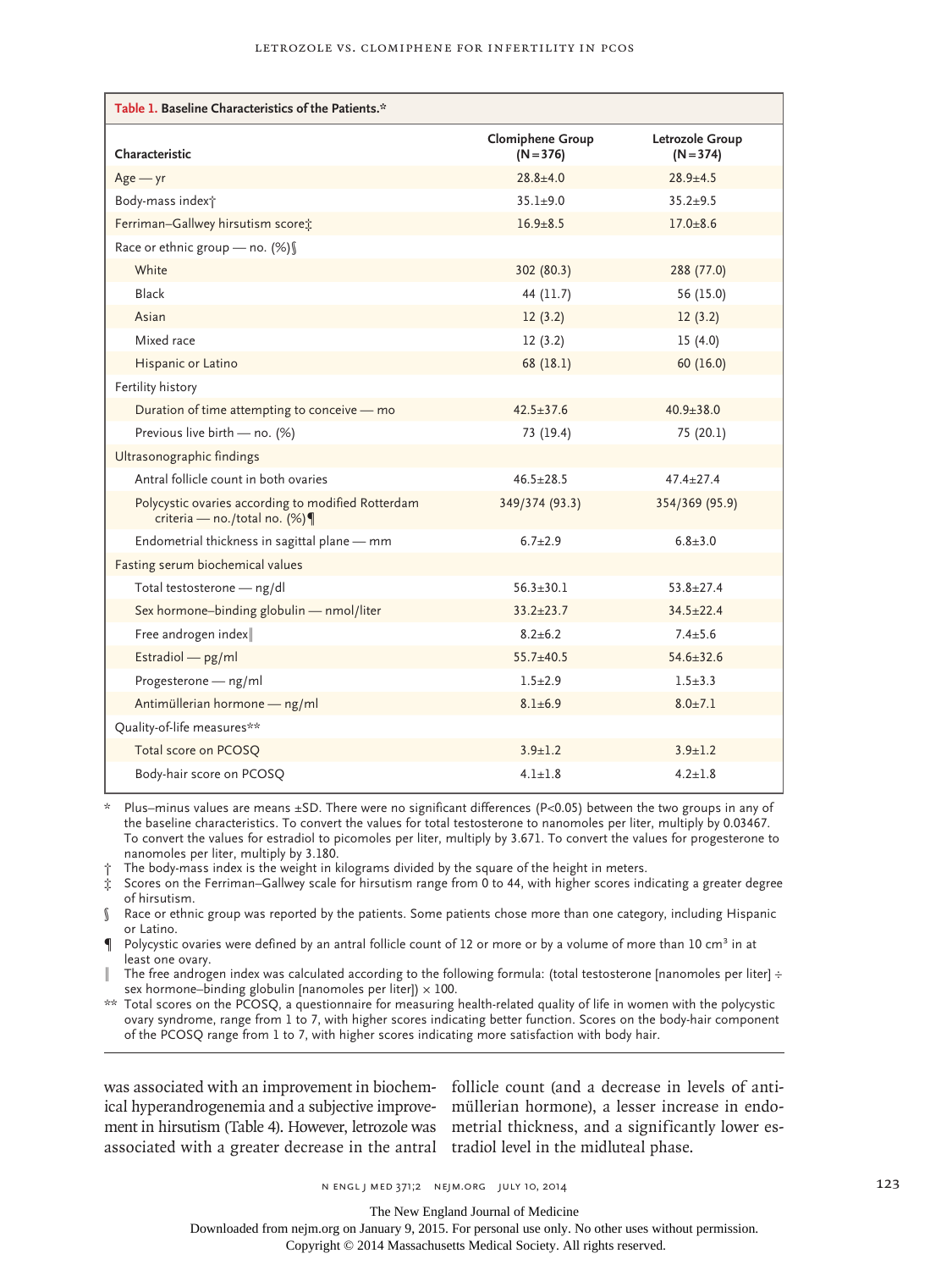**Table 1. Baseline Characteristics of the Patients.***

| Characteristic | Clomiphene Group (N=376) | Letrozole Group (N=374) |
|---|---|---|
| Age — yr | 28.8±4.0 | 28.9±4.5 |
| Body-mass index† | 35.1±9.0 | 35.2±9.5 |
| Ferriman–Gallwey hirsutism score‡ | 16.9±8.5 | 17.0±8.6 |
| Race or ethnic group — no. (%)§ | | |
| White | 302 (80.3) | 288 (77.0) |
| Black | 44 (11.7) | 56 (15.0) |
| Asian | 12 (3.2) | 12 (3.2) |
| Mixed race | 12 (3.2) | 15 (4.0) |
| Hispanic or Latino | 68 (18.1) | 60 (16.0) |
| Fertility history | | |
| Duration of time attempting to conceive — mo | 42.5±37.6 | 40.9±38.0 |
| Previous live birth — no. (%) | 73 (19.4) | 75 (20.1) |
| Ultrasonographic findings | | |
| Antral follicle count in both ovaries | 46.5±28.5 | 47.4±27.4 |
| Polycystic ovaries according to modified Rotterdam criteria — no./total no. (%)¶ | 349/374 (93.3) | 354/369 (95.9) |
| Endometrial thickness in sagittal plane — mm | 6.7±2.9 | 6.8±3.0 |
| Fasting serum biochemical values | | |
| Total testosterone — ng/dl | 56.3±30.1 | 53.8±27.4 |
| Sex hormone–binding globulin — nmol/liter | 33.2±23.7 | 34.5±22.4 |
| Free androgen index‖ | 8.2±6.2 | 7.4±5.6 |
| Estradiol — pg/ml | 55.7±40.5 | 54.6±32.6 |
| Progesterone — ng/ml | 1.5±2.9 | 1.5±3.3 |
| Antimüllerian hormone — ng/ml | 8.1±6.9 | 8.0±7.1 |
| Quality-of-life measures** | | |
| Total score on PCOSQ | 3.9±1.2 | 3.9±1.2 |
| Body-hair score on PCOSQ | 4.1±1.8 | 4.2±1.8 |

\* Plus–minus values are means ±SD. There were no significant differences ($P<0.05$) between the two groups in any of the baseline characteristics. To convert the values for total testosterone to nanomoles per liter, multiply by 0.03467. To convert the values for estradiol to picomoles per liter, multiply by 3.671. To convert the values for progesterone to nanomoles per liter, multiply by 3.180.

† The body-mass index is the weight in kilograms divided by the square of the height in meters.

‡ Scores on the Ferriman–Gallwey scale for hirsutism range from 0 to 44, with higher scores indicating a greater degree of hirsutism.

§ Race or ethnic group was reported by the patients. Some patients chose more than one category, including Hispanic or Latino.

¶ Polycystic ovaries were defined by an antral follicle count of 12 or more or by a volume of more than 10 $cm^3$ in at least one ovary.

‖ The free androgen index was calculated according to the following formula: (total testosterone [nanomoles per liter] ÷ sex hormone–binding globulin [nanomoles per liter]) × 100.

** Total scores on the PCOSQ, a questionnaire for measuring health-related quality of life in women with the polycystic ovary syndrome, range from 1 to 7, with higher scores indicating better function. Scores on the body-hair component of the PCOSQ range from 1 to 7, with higher scores indicating more satisfaction with body hair.

was associated with an improvement in biochemical hyperandrogenemia and a subjective improvement in hirsutism (Table 4). However, letrozole was associated with a greater decrease in the antral follicle count (and a decrease in levels of antimüllerian hormone), a lesser increase in endometrial thickness, and a significantly lower estradiol level in the midluteal phase.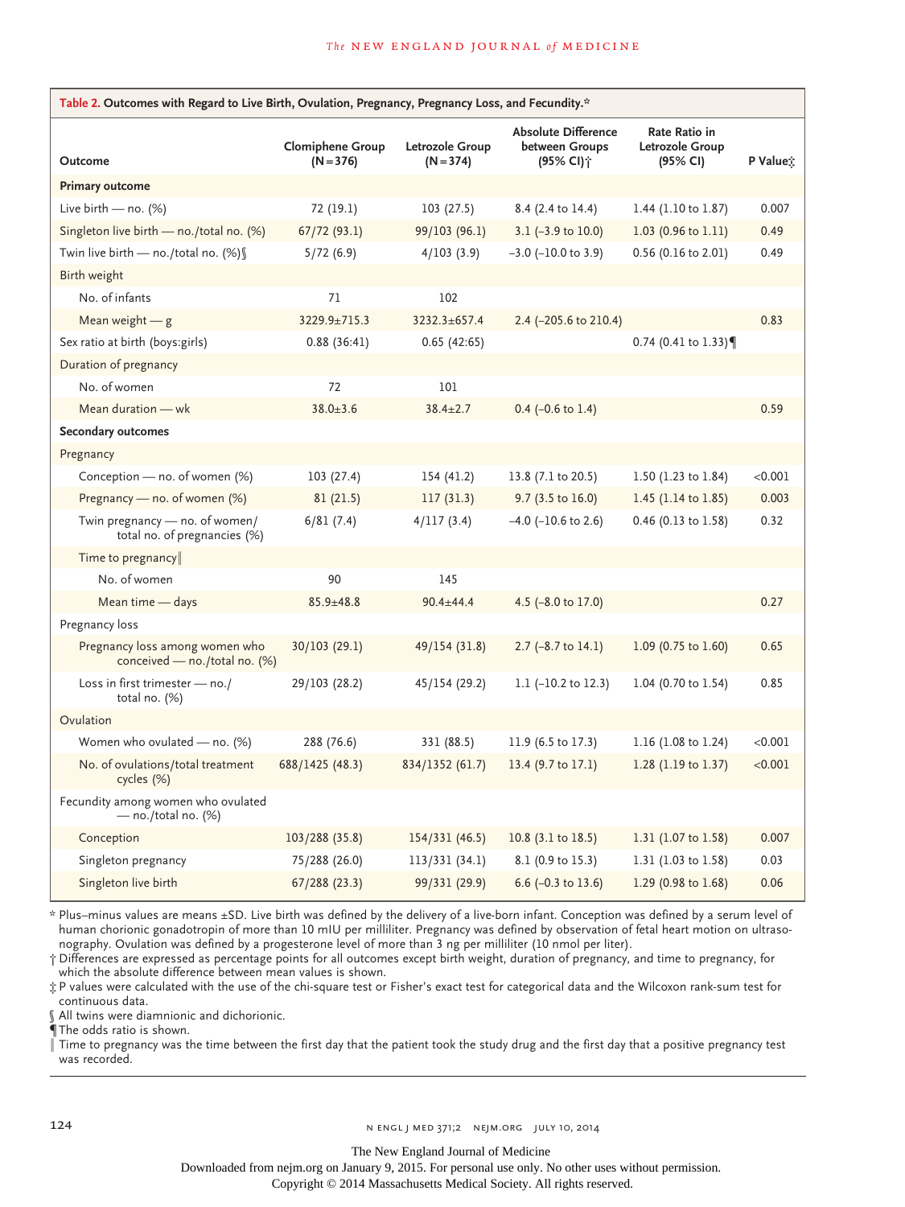**Table 2. Outcomes with Regard to Live Birth, Ovulation, Pregnancy, Pregnancy Loss, and Fecundity.***

| Outcome | Clomiphene Group (N=376) | Letrozole Group (N=374) | Absolute Difference between Groups (95% CI)† | Rate Ratio in Letrozole Group (95% CI) | P Value‡ |
|---|---|---|---|---|---|
| **Primary outcome** | | | | | |
| Live birth — no. (%) | 72 (19.1) | 103 (27.5) | 8.4 (2.4 to 14.4) | 1.44 (1.10 to 1.87) | 0.007 |
| Singleton live birth — no./total no. (%) | 67/72 (93.1) | 99/103 (96.1) | 3.1 (−3.9 to 10.0) | 1.03 (0.96 to 1.11) | 0.49 |
| Twin live birth — no./total no. (%)§ | 5/72 (6.9) | 4/103 (3.9) | −3.0 (−10.0 to 3.9) | 0.56 (0.16 to 2.01) | 0.49 |
| Birth weight | | | | | |
| No. of infants | 71 | 102 | | | |
| Mean weight — g | 3229.9±715.3 | 3232.3±657.4 | 2.4 (−205.6 to 210.4) | | 0.83 |
| Sex ratio at birth (boys:girls) | 0.88 (36:41) | 0.65 (42:65) | | 0.74 (0.41 to 1.33)¶ | |
| Duration of pregnancy | | | | | |
| No. of women | 72 | 101 | | | |
| Mean duration — wk | 38.0±3.6 | 38.4±2.7 | 0.4 (−0.6 to 1.4) | | 0.59 |
| **Secondary outcomes** | | | | | |
| Pregnancy | | | | | |
| Conception — no. of women (%) | 103 (27.4) | 154 (41.2) | 13.8 (7.1 to 20.5) | 1.50 (1.23 to 1.84) | <0.001 |
| Pregnancy — no. of women (%) | 81 (21.5) | 117 (31.3) | 9.7 (3.5 to 16.0) | 1.45 (1.14 to 1.85) | 0.003 |
| Twin pregnancy — no. of women/total no. of pregnancies (%) | 6/81 (7.4) | 4/117 (3.4) | −4.0 (−10.6 to 2.6) | 0.46 (0.13 to 1.58) | 0.32 |
| Time to pregnancy‖ | | | | | |
| No. of women | 90 | 145 | | | |
| Mean time — days | 85.9±48.8 | 90.4±44.4 | 4.5 (−8.0 to 17.0) | | 0.27 |
| Pregnancy loss | | | | | |
| Pregnancy loss among women who conceived — no./total no. (%) | 30/103 (29.1) | 49/154 (31.8) | 2.7 (−8.7 to 14.1) | 1.09 (0.75 to 1.60) | 0.65 |
| Loss in first trimester — no./total no. (%) | 29/103 (28.2) | 45/154 (29.2) | 1.1 (−10.2 to 12.3) | 1.04 (0.70 to 1.54) | 0.85 |
| Ovulation | | | | | |
| Women who ovulated — no. (%) | 288 (76.6) | 331 (88.5) | 11.9 (6.5 to 17.3) | 1.16 (1.08 to 1.24) | <0.001 |
| No. of ovulations/total treatment cycles (%) | 688/1425 (48.3) | 834/1352 (61.7) | 13.4 (9.7 to 17.1) | 1.28 (1.19 to 1.37) | <0.001 |
| Fecundity among women who ovulated — no./total no. (%) | | | | | |
| Conception | 103/288 (35.8) | 154/331 (46.5) | 10.8 (3.1 to 18.5) | 1.31 (1.07 to 1.58) | 0.007 |
| Singleton pregnancy | 75/288 (26.0) | 113/331 (34.1) | 8.1 (0.9 to 15.3) | 1.31 (1.03 to 1.58) | 0.03 |
| Singleton live birth | 67/288 (23.3) | 99/331 (29.9) | 6.6 (−0.3 to 13.6) | 1.29 (0.98 to 1.68) | 0.06 |

\* Plus–minus values are means ±SD. Live birth was defined by the delivery of a live-born infant. Conception was defined by a serum level of human chorionic gonadotropin of more than 10 mIU per milliliter. Pregnancy was defined by observation of fetal heart motion on ultrasonography. Ovulation was defined by a progesterone level of more than 3 ng per milliliter (10 nmol per liter).

† Differences are expressed as percentage points for all outcomes except birth weight, duration of pregnancy, and time to pregnancy, for which the absolute difference between mean values is shown.

‡ P values were calculated with the use of the chi-square test or Fisher's exact test for categorical data and the Wilcoxon rank-sum test for continuous data.

§ All twins were diamnionic and dichorionic.

¶ The odds ratio is shown.

‖ Time to pregnancy was the time between the first day that the patient took the study drug and the first day that a positive pregnancy test was recorded.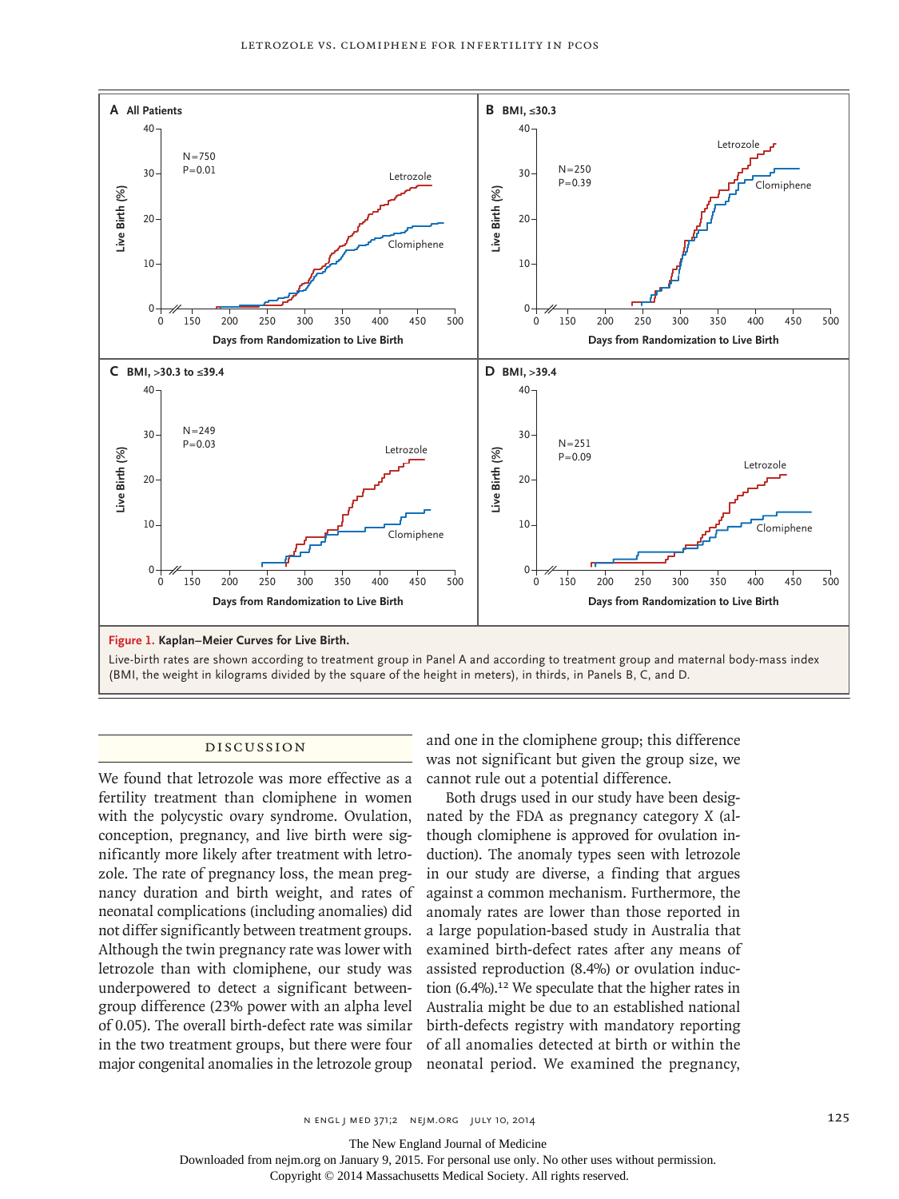**Figure 1. Kaplan–Meier Curves for Live Birth.**

Live-birth rates are shown according to treatment group in Panel A and according to treatment group and maternal body-mass index (BMI, the weight in kilograms divided by the square of the height in meters), in thirds, in Panels B, C, and D.

## DISCUSSION

We found that letrozole was more effective as a fertility treatment than clomiphene in women with the polycystic ovary syndrome. Ovulation, conception, pregnancy, and live birth were significantly more likely after treatment with letrozole. The rate of pregnancy loss, the mean pregnancy duration and birth weight, and rates of neonatal complications (including anomalies) did not differ significantly between treatment groups. Although the twin pregnancy rate was lower with letrozole than with clomiphene, our study was underpowered to detect a significant between-group difference (23% power with an alpha level of 0.05). The overall birth-defect rate was similar in the two treatment groups, but there were four major congenital anomalies in the letrozole group and one in the clomiphene group; this difference was not significant but given the group size, we cannot rule out a potential difference.

Both drugs used in our study have been designated by the FDA as pregnancy category X (although clomiphene is approved for ovulation induction). The anomaly types seen with letrozole in our study are diverse, a finding that argues against a common mechanism. Furthermore, the anomaly rates are lower than those reported in a large population-based study in Australia that examined birth-defect rates after any means of assisted reproduction (8.4%) or ovulation induction (6.4%).[12] We speculate that the higher rates in Australia might be due to an established national birth-defects registry with mandatory reporting of all anomalies detected at birth or within the neonatal period. We examined the pregnancy,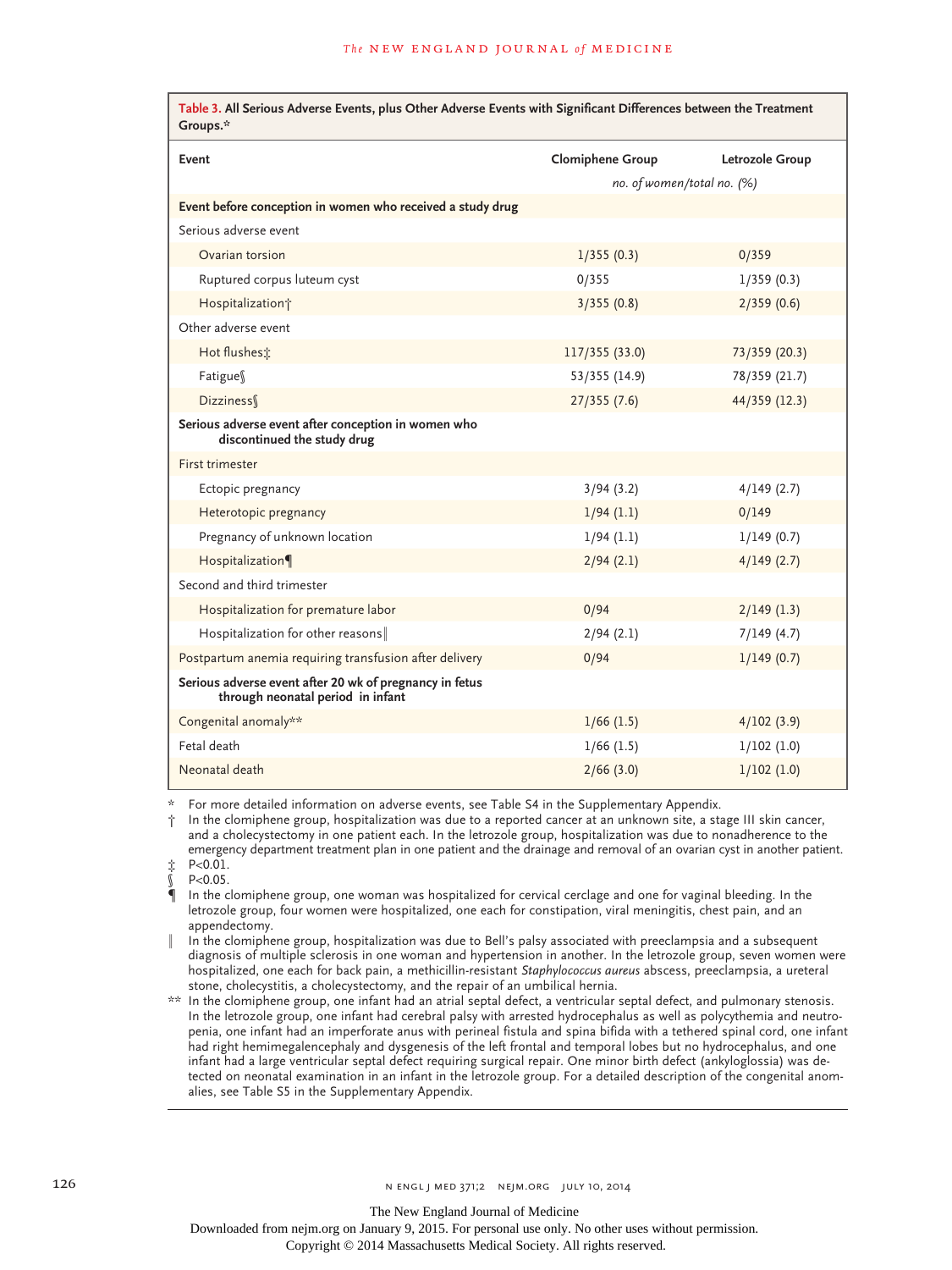**Table 3. All Serious Adverse Events, plus Other Adverse Events with Significant Differences between the Treatment Groups.***

| Event | Clomiphene Group | Letrozole Group |
|---|---|---|
| | *no. of women/total no. (%)* | |
| **Event before conception in women who received a study drug** | | |
| Serious adverse event | | |
| Ovarian torsion | 1/355 (0.3) | 0/359 |
| Ruptured corpus luteum cyst | 0/355 | 1/359 (0.3) |
| Hospitalization† | 3/355 (0.8) | 2/359 (0.6) |
| Other adverse event | | |
| Hot flushes‡ | 117/355 (33.0) | 73/359 (20.3) |
| Fatigue§ | 53/355 (14.9) | 78/359 (21.7) |
| Dizziness§ | 27/355 (7.6) | 44/359 (12.3) |
| **Serious adverse event after conception in women who discontinued the study drug** | | |
| First trimester | | |
| Ectopic pregnancy | 3/94 (3.2) | 4/149 (2.7) |
| Heterotopic pregnancy | 1/94 (1.1) | 0/149 |
| Pregnancy of unknown location | 1/94 (1.1) | 1/149 (0.7) |
| Hospitalization¶ | 2/94 (2.1) | 4/149 (2.7) |
| Second and third trimester | | |
| Hospitalization for premature labor | 0/94 | 2/149 (1.3) |
| Hospitalization for other reasons‖ | 2/94 (2.1) | 7/149 (4.7) |
| Postpartum anemia requiring transfusion after delivery | 0/94 | 1/149 (0.7) |
| **Serious adverse event after 20 wk of pregnancy in fetus through neonatal period in infant** | | |
| Congenital anomaly** | 1/66 (1.5) | 4/102 (3.9) |
| Fetal death | 1/66 (1.5) | 1/102 (1.0) |
| Neonatal death | 2/66 (3.0) | 1/102 (1.0) |

\* For more detailed information on adverse events, see Table S4 in the Supplementary Appendix.

† In the clomiphene group, hospitalization was due to a reported cancer at an unknown site, a stage III skin cancer, and a cholecystectomy in one patient each. In the letrozole group, hospitalization was due to nonadherence to the emergency department treatment plan in one patient and the drainage and removal of an ovarian cyst in another patient.

‡ $P<0.01$.

§ $P<0.05$.

¶ In the clomiphene group, one woman was hospitalized for cervical cerclage and one for vaginal bleeding. In the letrozole group, four women were hospitalized, one each for constipation, viral meningitis, chest pain, and an appendectomy.

‖ In the clomiphene group, hospitalization was due to Bell's palsy associated with preeclampsia and a subsequent diagnosis of multiple sclerosis in one woman and hypertension in another. In the letrozole group, seven women were hospitalized, one each for back pain, a methicillin-resistant *Staphylococcus aureus* abscess, preeclampsia, a ureteral stone, cholecystitis, a cholecystectomy, and the repair of an umbilical hernia.

** In the clomiphene group, one infant had an atrial septal defect, a ventricular septal defect, and pulmonary stenosis. In the letrozole group, one infant had cerebral palsy with arrested hydrocephalus as well as polycythemia and neutropenia, one infant had an imperforate anus with perineal fistula and spina bifida with a tethered spinal cord, one infant had right hemimegalencephaly and dysgenesis of the left frontal and temporal lobes but no hydrocephalus, and one infant had a large ventricular septal defect requiring surgical repair. One minor birth defect (ankyloglossia) was detected on neonatal examination in an infant in the letrozole group. For a detailed description of the congenital anomalies, see Table S5 in the Supplementary Appendix.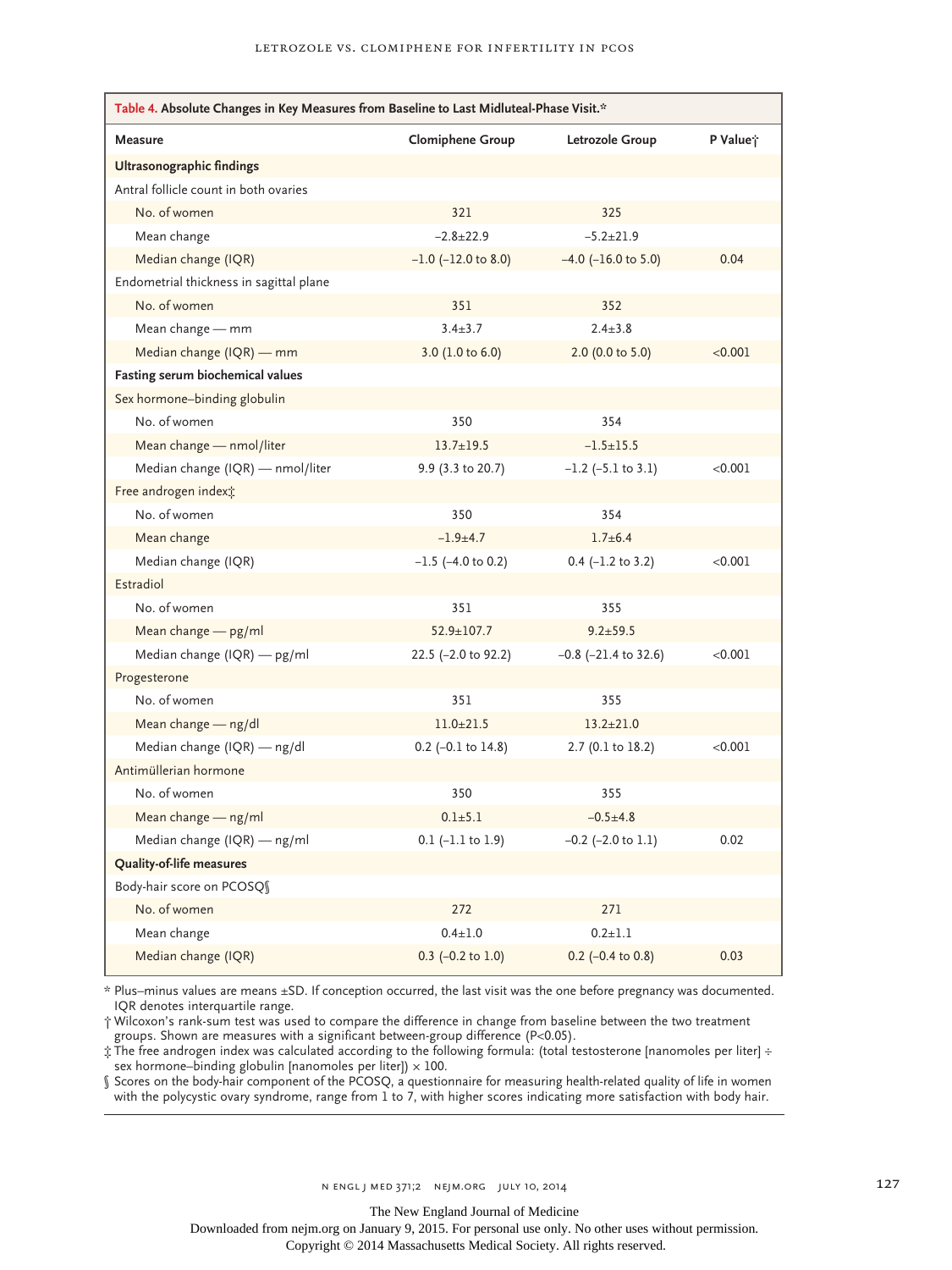**Table 4. Absolute Changes in Key Measures from Baseline to Last Midluteal-Phase Visit.***

| Measure | Clomiphene Group | Letrozole Group | P Value† |
|---|---|---|---|
| **Ultrasonographic findings** | | | |
| Antral follicle count in both ovaries | | | |
| No. of women | 321 | 325 | |
| Mean change | −2.8±22.9 | −5.2±21.9 | |
| Median change (IQR) | −1.0 (−12.0 to 8.0) | −4.0 (−16.0 to 5.0) | 0.04 |
| Endometrial thickness in sagittal plane | | | |
| No. of women | 351 | 352 | |
| Mean change — mm | 3.4±3.7 | 2.4±3.8 | |
| Median change (IQR) — mm | 3.0 (1.0 to 6.0) | 2.0 (0.0 to 5.0) | <0.001 |
| **Fasting serum biochemical values** | | | |
| Sex hormone–binding globulin | | | |
| No. of women | 350 | 354 | |
| Mean change — nmol/liter | 13.7±19.5 | −1.5±15.5 | |
| Median change (IQR) — nmol/liter | 9.9 (3.3 to 20.7) | −1.2 (−5.1 to 3.1) | <0.001 |
| Free androgen index‡ | | | |
| No. of women | 350 | 354 | |
| Mean change | −1.9±4.7 | 1.7±6.4 | |
| Median change (IQR) | −1.5 (−4.0 to 0.2) | 0.4 (−1.2 to 3.2) | <0.001 |
| Estradiol | | | |
| No. of women | 351 | 355 | |
| Mean change — pg/ml | 52.9±107.7 | 9.2±59.5 | |
| Median change (IQR) — pg/ml | 22.5 (−2.0 to 92.2) | −0.8 (−21.4 to 32.6) | <0.001 |
| Progesterone | | | |
| No. of women | 351 | 355 | |
| Mean change — ng/dl | 11.0±21.5 | 13.2±21.0 | |
| Median change (IQR) — ng/dl | 0.2 (−0.1 to 14.8) | 2.7 (0.1 to 18.2) | <0.001 |
| Antimüllerian hormone | | | |
| No. of women | 350 | 355 | |
| Mean change — ng/ml | 0.1±5.1 | −0.5±4.8 | |
| Median change (IQR) — ng/ml | 0.1 (−1.1 to 1.9) | −0.2 (−2.0 to 1.1) | 0.02 |
| **Quality-of-life measures** | | | |
| Body-hair score on PCOSQ§ | | | |
| No. of women | 272 | 271 | |
| Mean change | 0.4±1.0 | 0.2±1.1 | |
| Median change (IQR) | 0.3 (−0.2 to 1.0) | 0.2 (−0.4 to 0.8) | 0.03 |

\* Plus–minus values are means ±SD. If conception occurred, the last visit was the one before pregnancy was documented. IQR denotes interquartile range.

† Wilcoxon's rank-sum test was used to compare the difference in change from baseline between the two treatment groups. Shown are measures with a significant between-group difference ($P<0.05$).

‡ The free androgen index was calculated according to the following formula: (total testosterone [nanomoles per liter] ÷ sex hormone–binding globulin [nanomoles per liter]) × 100.

§ Scores on the body-hair component of the PCOSQ, a questionnaire for measuring health-related quality of life in women with the polycystic ovary syndrome, range from 1 to 7, with higher scores indicating more satisfaction with body hair.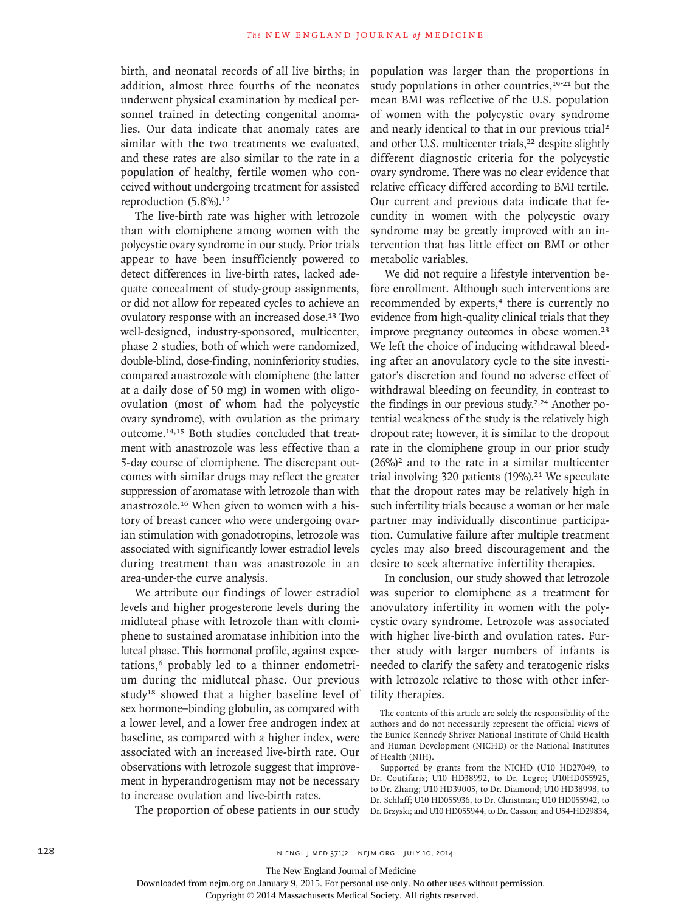birth, and neonatal records of all live births; in addition, almost three fourths of the neonates underwent physical examination by medical personnel trained in detecting congenital anomalies. Our data indicate that anomaly rates are similar with the two treatments we evaluated, and these rates are also similar to the rate in a population of healthy, fertile women who conceived without undergoing treatment for assisted reproduction (5.8%).[12]

The live-birth rate was higher with letrozole than with clomiphene among women with the polycystic ovary syndrome in our study. Prior trials appear to have been insufficiently powered to detect differences in live-birth rates, lacked adequate concealment of study-group assignments, or did not allow for repeated cycles to achieve an ovulatory response with an increased dose.[13] Two well-designed, industry-sponsored, multicenter, phase 2 studies, both of which were randomized, double-blind, dose-finding, noninferiority studies, compared anastrozole with clomiphene (the latter at a daily dose of 50 mg) in women with oligo-ovulation (most of whom had the polycystic ovary syndrome), with ovulation as the primary outcome.[14,15] Both studies concluded that treatment with anastrozole was less effective than a 5-day course of clomiphene. The discrepant outcomes with similar drugs may reflect the greater suppression of aromatase with letrozole than with anastrozole.[16] When given to women with a history of breast cancer who were undergoing ovarian stimulation with gonadotropins, letrozole was associated with significantly lower estradiol levels during treatment than was anastrozole in an area-under-the curve analysis.

We attribute our findings of lower estradiol levels and higher progesterone levels during the midluteal phase with letrozole than with clomiphene to sustained aromatase inhibition into the luteal phase. This hormonal profile, against expectations,[6] probably led to a thinner endometrium during the midluteal phase. Our previous study[18] showed that a higher baseline level of sex hormone–binding globulin, as compared with a lower level, and a lower free androgen index at baseline, as compared with a higher index, were associated with an increased live-birth rate. Our observations with letrozole suggest that improvement in hyperandrogenism may not be necessary to increase ovulation and live-birth rates.

The proportion of obese patients in our study population was larger than the proportions in study populations in other countries,[19-21] but the mean BMI was reflective of the U.S. population of women with the polycystic ovary syndrome and nearly identical to that in our previous trial[2] and other U.S. multicenter trials,[22] despite slightly different diagnostic criteria for the polycystic ovary syndrome. There was no clear evidence that relative efficacy differed according to BMI tertile. Our current and previous data indicate that fecundity in women with the polycystic ovary syndrome may be greatly improved with an intervention that has little effect on BMI or other metabolic variables.

We did not require a lifestyle intervention before enrollment. Although such interventions are recommended by experts,[4] there is currently no evidence from high-quality clinical trials that they improve pregnancy outcomes in obese women.[23] We left the choice of inducing withdrawal bleeding after an anovulatory cycle to the site investigator's discretion and found no adverse effect of withdrawal bleeding on fecundity, in contrast to the findings in our previous study.[2,24] Another potential weakness of the study is the relatively high dropout rate; however, it is similar to the dropout rate in the clomiphene group in our prior study (26%)[2] and to the rate in a similar multicenter trial involving 320 patients (19%).[21] We speculate that the dropout rates may be relatively high in such infertility trials because a woman or her male partner may individually discontinue participation. Cumulative failure after multiple treatment cycles may also breed discouragement and the desire to seek alternative infertility therapies.

In conclusion, our study showed that letrozole was superior to clomiphene as a treatment for anovulatory infertility in women with the polycystic ovary syndrome. Letrozole was associated with higher live-birth and ovulation rates. Further study with larger numbers of infants is needed to clarify the safety and teratogenic risks with letrozole relative to those with other infertility therapies.

The contents of this article are solely the responsibility of the authors and do not necessarily represent the official views of the Eunice Kennedy Shriver National Institute of Child Health and Human Development (NICHD) or the National Institutes of Health (NIH).

Supported by grants from the NICHD (U10 HD27049, to Dr. Coutifaris; U10 HD38992, to Dr. Legro; U10HD055925, to Dr. Zhang; U10 HD39005, to Dr. Diamond; U10 HD38998, to Dr. Schlaff; U10 HD055936, to Dr. Christman; U10 HD055942, to Dr. Brzyski; and U10 HD055944, to Dr. Casson; and U54-HD29834,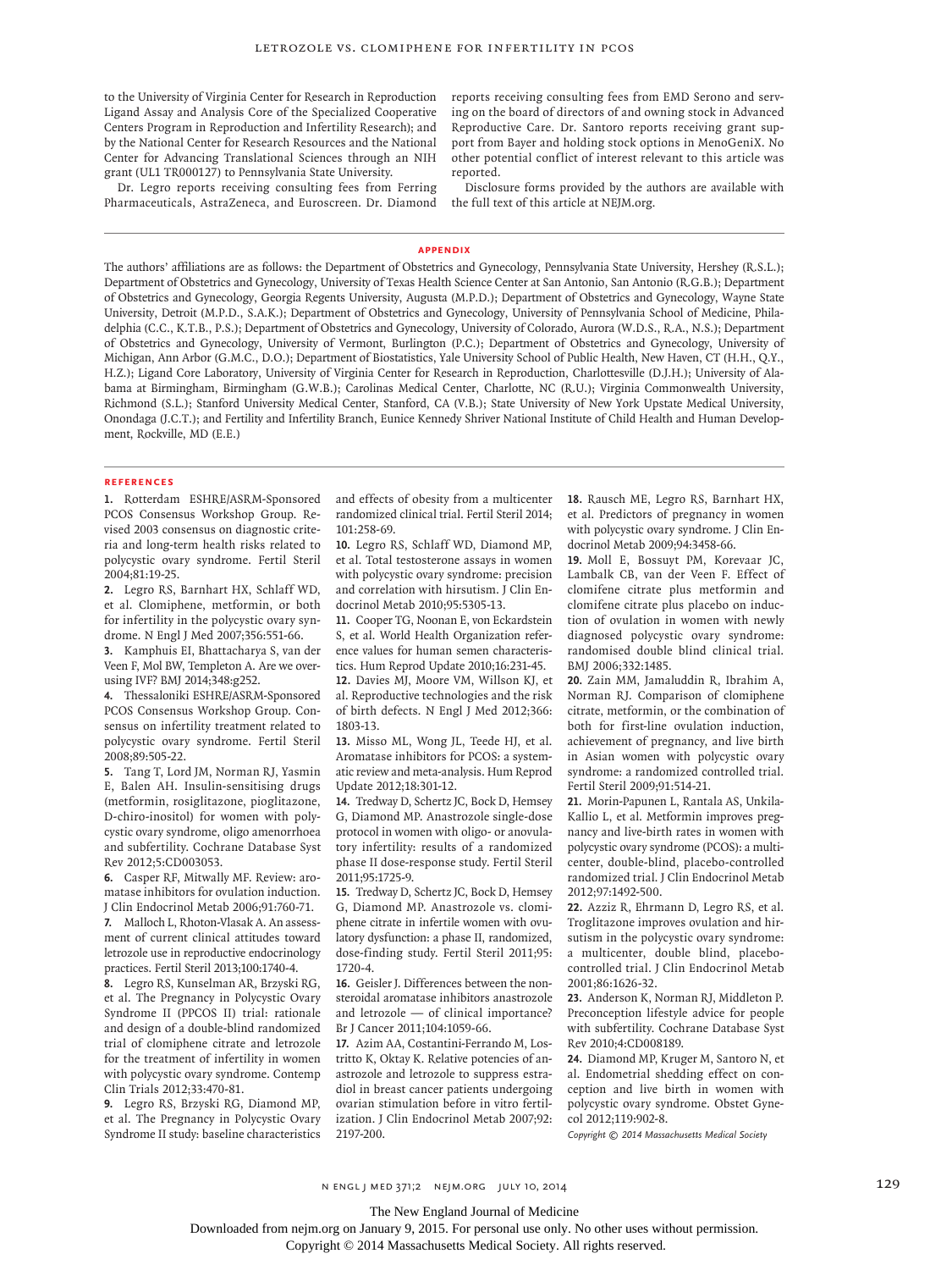to the University of Virginia Center for Research in Reproduction Ligand Assay and Analysis Core of the Specialized Cooperative Centers Program in Reproduction and Infertility Research); and by the National Center for Research Resources and the National Center for Advancing Translational Sciences through an NIH grant (UL1 TR000127) to Pennsylvania State University.

Dr. Legro reports receiving consulting fees from Ferring Pharmaceuticals, AstraZeneca, and Euroscreen. Dr. Diamond reports receiving consulting fees from EMD Serono and serving on the board of directors of and owning stock in Advanced Reproductive Care. Dr. Santoro reports receiving grant support from Bayer and holding stock options in MenoGeniX. No other potential conflict of interest relevant to this article was reported.

Disclosure forms provided by the authors are available with the full text of this article at NEJM.org.

## APPENDIX

The authors' affiliations are as follows: the Department of Obstetrics and Gynecology, Pennsylvania State University, Hershey (R.S.L.); Department of Obstetrics and Gynecology, University of Texas Health Science Center at San Antonio, San Antonio (R.G.B.); Department of Obstetrics and Gynecology, Georgia Regents University, Augusta (M.P.D.); Department of Obstetrics and Gynecology, Wayne State University, Detroit (M.P.D., S.A.K.); Department of Obstetrics and Gynecology, University of Pennsylvania School of Medicine, Philadelphia (C.C., K.T.B., P.S.); Department of Obstetrics and Gynecology, University of Colorado, Aurora (W.D.S., R.A., N.S.); Department of Obstetrics and Gynecology, University of Vermont, Burlington (P.C.); Department of Obstetrics and Gynecology, University of Michigan, Ann Arbor (G.M.C., D.O.); Department of Biostatistics, Yale University School of Public Health, New Haven, CT (H.H., Q.Y., H.Z.); Ligand Core Laboratory, University of Virginia Center for Research in Reproduction, Charlottesville (D.J.H.); University of Alabama at Birmingham, Birmingham (G.W.B.); Carolinas Medical Center, Charlotte, NC (R.U.); Virginia Commonwealth University, Richmond (S.L.); Stanford University Medical Center, Stanford, CA (V.B.); State University of New York Upstate Medical University, Onondaga (J.C.T.); and Fertility and Infertility Branch, Eunice Kennedy Shriver National Institute of Child Health and Human Development, Rockville, MD (E.E.)

## REFERENCES

1. Rotterdam ESHRE/ASRM-Sponsored PCOS Consensus Workshop Group. Revised 2003 consensus on diagnostic criteria and long-term health risks related to polycystic ovary syndrome. Fertil Steril 2004;81:19-25.
2. Legro RS, Barnhart HX, Schlaff WD, et al. Clomiphene, metformin, or both for infertility in the polycystic ovary syndrome. N Engl J Med 2007;356:551-66.
3. Kamphuis EI, Bhattacharya S, van der Veen F, Mol BW, Templeton A. Are we overusing IVF? BMJ 2014;348:g252.
4. Thessaloniki ESHRE/ASRM-Sponsored PCOS Consensus Workshop Group. Consensus on infertility treatment related to polycystic ovary syndrome. Fertil Steril 2008;89:505-22.
5. Tang T, Lord JM, Norman RJ, Yasmin E, Balen AH. Insulin-sensitising drugs (metformin, rosiglitazone, pioglitazone, D-chiro-inositol) for women with polycystic ovary syndrome, oligo amenorrhoea and subfertility. Cochrane Database Syst Rev 2012;5:CD003053.
6. Casper RF, Mitwally MF. Review: aromatase inhibitors for ovulation induction. J Clin Endocrinol Metab 2006;91:760-71.
7. Malloch L, Rhoton-Vlasak A. An assessment of current clinical attitudes toward letrozole use in reproductive endocrinology practices. Fertil Steril 2013;100:1740-4.
8. Legro RS, Kunselman AR, Brzyski RG, et al. The Pregnancy in Polycystic Ovary Syndrome II (PPCOS II) trial: rationale and design of a double-blind randomized trial of clomiphene citrate and letrozole for the treatment of infertility in women with polycystic ovary syndrome. Contemp Clin Trials 2012;33:470-81.
9. Legro RS, Brzyski RG, Diamond MP, et al. The Pregnancy in Polycystic Ovary Syndrome II study: baseline characteristics and effects of obesity from a multicenter randomized clinical trial. Fertil Steril 2014; 101:258-69.
10. Legro RS, Schlaff WD, Diamond MP, et al. Total testosterone assays in women with polycystic ovary syndrome: precision and correlation with hirsutism. J Clin Endocrinol Metab 2010;95:5305-13.
11. Cooper TG, Noonan E, von Eckardstein S, et al. World Health Organization reference values for human semen characteristics. Hum Reprod Update 2010;16:231-45.
12. Davies MJ, Moore VM, Willson KJ, et al. Reproductive technologies and the risk of birth defects. N Engl J Med 2012;366: 1803-13.
13. Misso ML, Wong JL, Teede HJ, et al. Aromatase inhibitors for PCOS: a systematic review and meta-analysis. Hum Reprod Update 2012;18:301-12.
14. Tredway D, Schertz JC, Bock D, Hemsey G, Diamond MP. Anastrozole single-dose protocol in women with oligo- or anovulatory infertility: results of a randomized phase II dose-response study. Fertil Steril 2011;95:1725-9.
15. Tredway D, Schertz JC, Bock D, Hemsey G, Diamond MP. Anastrozole vs. clomiphene citrate in infertile women with ovulatory dysfunction: a phase II, randomized, dose-finding study. Fertil Steril 2011;95: 1720-4.
16. Geisler J. Differences between the nonsteroidal aromatase inhibitors anastrozole and letrozole — of clinical importance? Br J Cancer 2011;104:1059-66.
17. Azim AA, Costantini-Ferrando M, Lostritto K, Oktay K. Relative potencies of anastrozole and letrozole to suppress estradiol in breast cancer patients undergoing ovarian stimulation before in vitro fertilization. J Clin Endocrinol Metab 2007;92: 2197-200.
18. Rausch ME, Legro RS, Barnhart HX, et al. Predictors of pregnancy in women with polycystic ovary syndrome. J Clin Endocrinol Metab 2009;94:3458-66.
19. Moll E, Bossuyt PM, Korevaar JC, Lambalk CB, van der Veen F. Effect of clomifene citrate plus metformin and clomifene citrate plus placebo on induction of ovulation in women with newly diagnosed polycystic ovary syndrome: randomised double blind clinical trial. BMJ 2006;332:1485.
20. Zain MM, Jamaluddin R, Ibrahim A, Norman RJ. Comparison of clomiphene citrate, metformin, or the combination of both for first-line ovulation induction, achievement of pregnancy, and live birth in Asian women with polycystic ovary syndrome: a randomized controlled trial. Fertil Steril 2009;91:514-21.
21. Morin-Papunen L, Rantala AS, Unkila-Kallio L, et al. Metformin improves pregnancy and live-birth rates in women with polycystic ovary syndrome (PCOS): a multicenter, double-blind, placebo-controlled randomized trial. J Clin Endocrinol Metab 2012;97:1492-500.
22. Azziz R, Ehrmann D, Legro RS, et al. Troglitazone improves ovulation and hirsutism in the polycystic ovary syndrome: a multicenter, double blind, placebo-controlled trial. J Clin Endocrinol Metab 2001;86:1626-32.
23. Anderson K, Norman RJ, Middleton P. Preconception lifestyle advice for people with subfertility. Cochrane Database Syst Rev 2010;4:CD008189.
24. Diamond MP, Kruger M, Santoro N, et al. Endometrial shedding effect on conception and live birth in women with polycystic ovary syndrome. Obstet Gynecol 2012;119:902-8.

*Copyright © 2014 Massachusetts Medical Society*